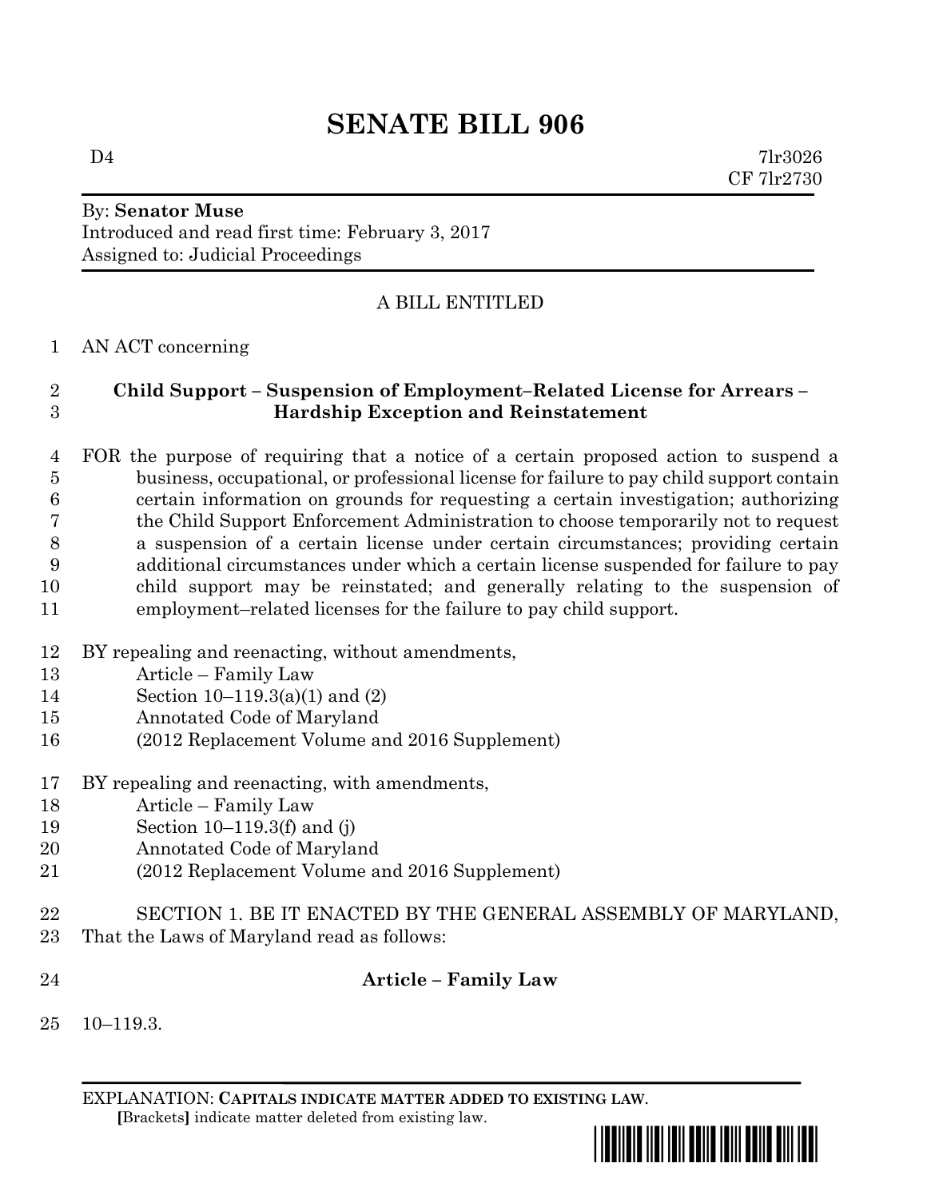# SENATE BILL 906

D4 7lr3026
CF 7lr2730

By: **Senator Muse**
Introduced and read first time: February 3, 2017
Assigned to: Judicial Proceedings

A BILL ENTITLED

1 AN ACT concerning

2 **Child Support – Suspension of Employment–Related License for Arrears –**
3 **Hardship Exception and Reinstatement**

4 FOR the purpose of requiring that a notice of a certain proposed action to suspend a
5 business, occupational, or professional license for failure to pay child support contain
6 certain information on grounds for requesting a certain investigation; authorizing
7 the Child Support Enforcement Administration to choose temporarily not to request
8 a suspension of a certain license under certain circumstances; providing certain
9 additional circumstances under which a certain license suspended for failure to pay
10 child support may be reinstated; and generally relating to the suspension of
11 employment–related licenses for the failure to pay child support.

12 BY repealing and reenacting, without amendments,
13 Article – Family Law
14 Section 10–119.3(a)(1) and (2)
15 Annotated Code of Maryland
16 (2012 Replacement Volume and 2016 Supplement)

17 BY repealing and reenacting, with amendments,
18 Article – Family Law
19 Section 10–119.3(f) and (j)
20 Annotated Code of Maryland
21 (2012 Replacement Volume and 2016 Supplement)

22 SECTION 1. BE IT ENACTED BY THE GENERAL ASSEMBLY OF MARYLAND,
23 That the Laws of Maryland read as follows:

24 **Article – Family Law**

25 10–119.3.

EXPLANATION: **CAPITALS INDICATE MATTER ADDED TO EXISTING LAW**.
**[**Brackets**]** indicate matter deleted from existing law.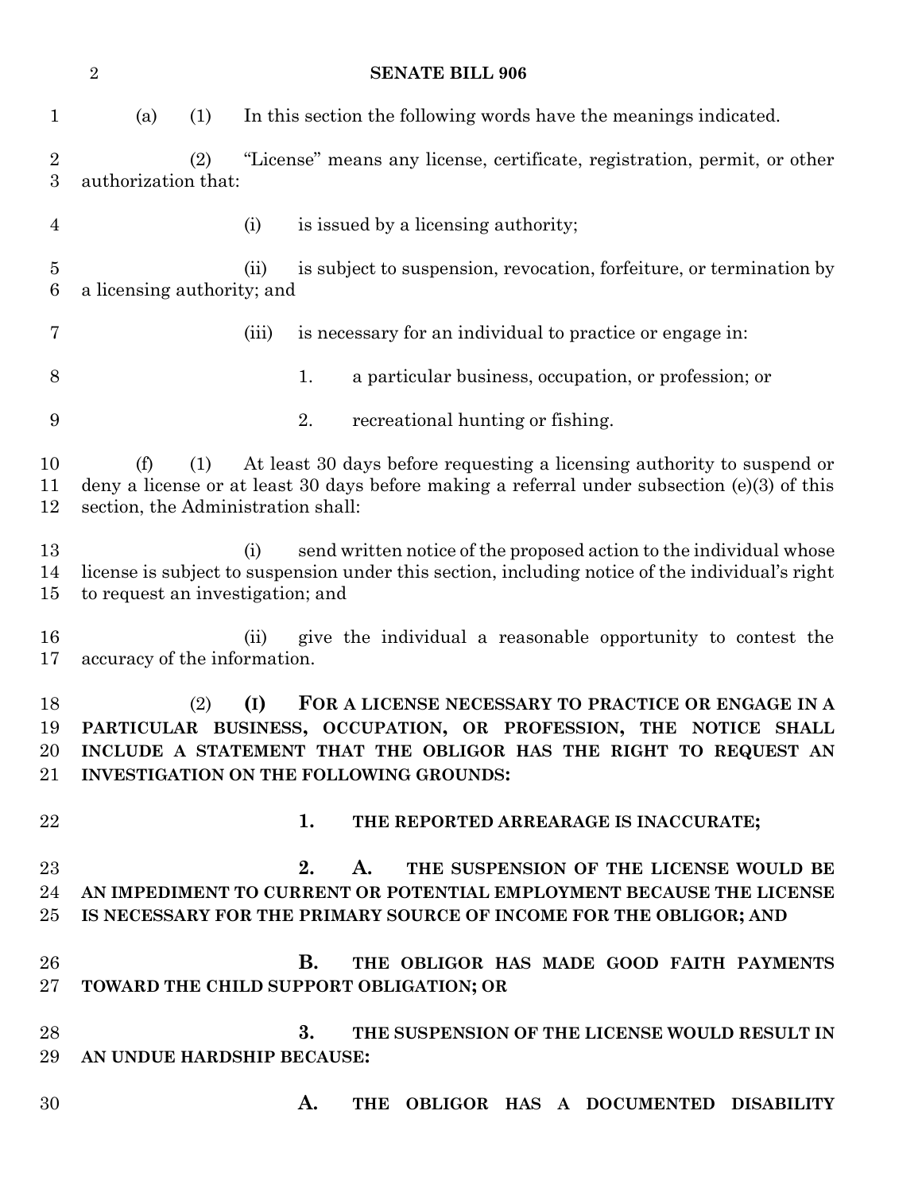(a) (1) In this section the following words have the meanings indicated.

(2) "License" means any license, certificate, registration, permit, or other authorization that:

(i) is issued by a licensing authority;

(ii) is subject to suspension, revocation, forfeiture, or termination by a licensing authority; and

(iii) is necessary for an individual to practice or engage in:

1. a particular business, occupation, or profession; or

2. recreational hunting or fishing.

(f) (1) At least 30 days before requesting a licensing authority to suspend or deny a license or at least 30 days before making a referral under subsection (e)(3) of this section, the Administration shall:

(i) send written notice of the proposed action to the individual whose license is subject to suspension under this section, including notice of the individual's right to request an investigation; and

(ii) give the individual a reasonable opportunity to contest the accuracy of the information.

(2) **(I) FOR A LICENSE NECESSARY TO PRACTICE OR ENGAGE IN A PARTICULAR BUSINESS, OCCUPATION, OR PROFESSION, THE NOTICE SHALL INCLUDE A STATEMENT THAT THE OBLIGOR HAS THE RIGHT TO REQUEST AN INVESTIGATION ON THE FOLLOWING GROUNDS:**

**1. THE REPORTED ARREARAGE IS INACCURATE;**

**2. A. THE SUSPENSION OF THE LICENSE WOULD BE AN IMPEDIMENT TO CURRENT OR POTENTIAL EMPLOYMENT BECAUSE THE LICENSE IS NECESSARY FOR THE PRIMARY SOURCE OF INCOME FOR THE OBLIGOR; AND**

**B. THE OBLIGOR HAS MADE GOOD FAITH PAYMENTS TOWARD THE CHILD SUPPORT OBLIGATION; OR**

**3. THE SUSPENSION OF THE LICENSE WOULD RESULT IN AN UNDUE HARDSHIP BECAUSE:**

**A. THE OBLIGOR HAS A DOCUMENTED DISABILITY**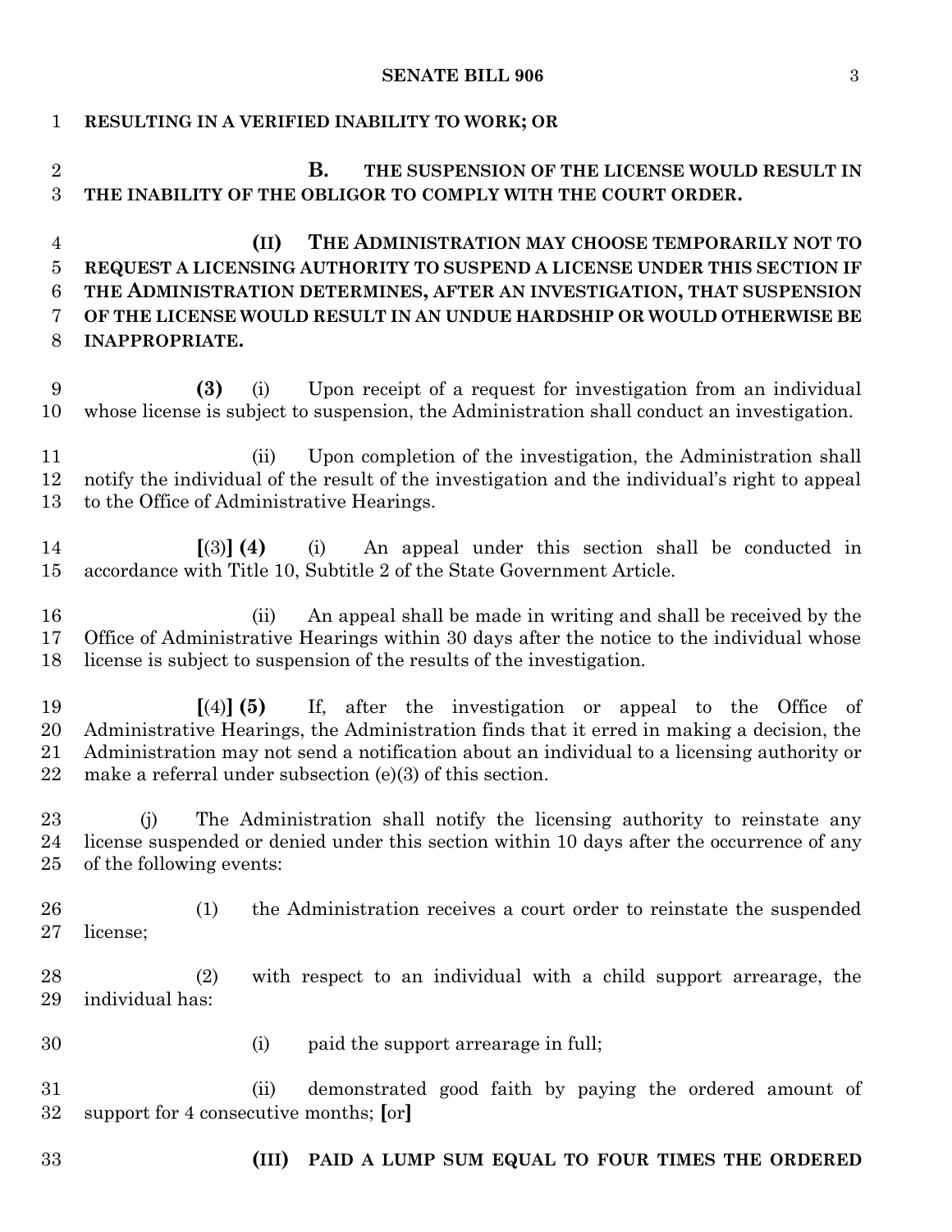**RESULTING IN A VERIFIED INABILITY TO WORK; OR**

**B. THE SUSPENSION OF THE LICENSE WOULD RESULT IN THE INABILITY OF THE OBLIGOR TO COMPLY WITH THE COURT ORDER.**

**(II) THE ADMINISTRATION MAY CHOOSE TEMPORARILY NOT TO REQUEST A LICENSING AUTHORITY TO SUSPEND A LICENSE UNDER THIS SECTION IF THE ADMINISTRATION DETERMINES, AFTER AN INVESTIGATION, THAT SUSPENSION OF THE LICENSE WOULD RESULT IN AN UNDUE HARDSHIP OR WOULD OTHERWISE BE INAPPROPRIATE.**

**(3)** (i) Upon receipt of a request for investigation from an individual whose license is subject to suspension, the Administration shall conduct an investigation.

(ii) Upon completion of the investigation, the Administration shall notify the individual of the result of the investigation and the individual's right to appeal to the Office of Administrative Hearings.

**[**(3)**] (4)** (i) An appeal under this section shall be conducted in accordance with Title 10, Subtitle 2 of the State Government Article.

(ii) An appeal shall be made in writing and shall be received by the Office of Administrative Hearings within 30 days after the notice to the individual whose license is subject to suspension of the results of the investigation.

**[**(4)**] (5)** If, after the investigation or appeal to the Office of Administrative Hearings, the Administration finds that it erred in making a decision, the Administration may not send a notification about an individual to a licensing authority or make a referral under subsection (e)(3) of this section.

(j) The Administration shall notify the licensing authority to reinstate any license suspended or denied under this section within 10 days after the occurrence of any of the following events:

(1) the Administration receives a court order to reinstate the suspended license;

(2) with respect to an individual with a child support arrearage, the individual has:

(i) paid the support arrearage in full;

(ii) demonstrated good faith by paying the ordered amount of support for 4 consecutive months; **[**or**]**

**(III) PAID A LUMP SUM EQUAL TO FOUR TIMES THE ORDERED**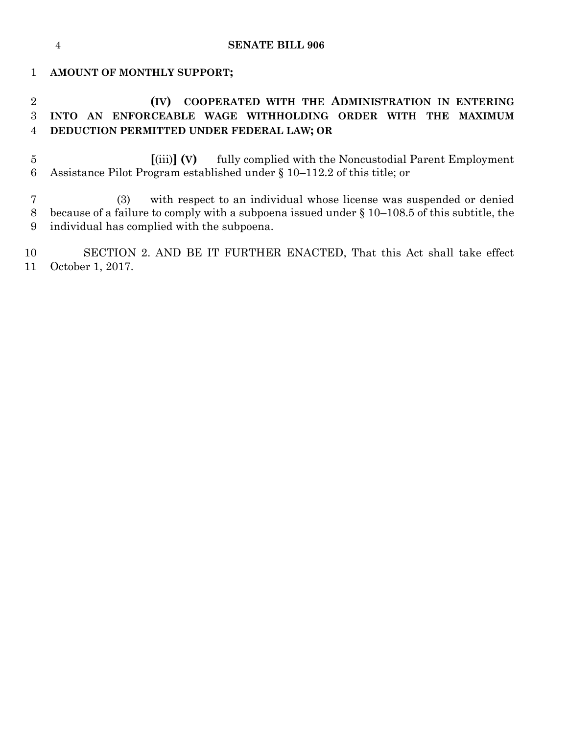**AMOUNT OF MONTHLY SUPPORT;**

**(IV) COOPERATED WITH THE ADMINISTRATION IN ENTERING INTO AN ENFORCEABLE WAGE WITHHOLDING ORDER WITH THE MAXIMUM DEDUCTION PERMITTED UNDER FEDERAL LAW; OR**

**[**(iii)**] (V)** fully complied with the Noncustodial Parent Employment Assistance Pilot Program established under § 10–112.2 of this title; or

(3) with respect to an individual whose license was suspended or denied because of a failure to comply with a subpoena issued under § 10–108.5 of this subtitle, the individual has complied with the subpoena.

SECTION 2. AND BE IT FURTHER ENACTED, That this Act shall take effect October 1, 2017.